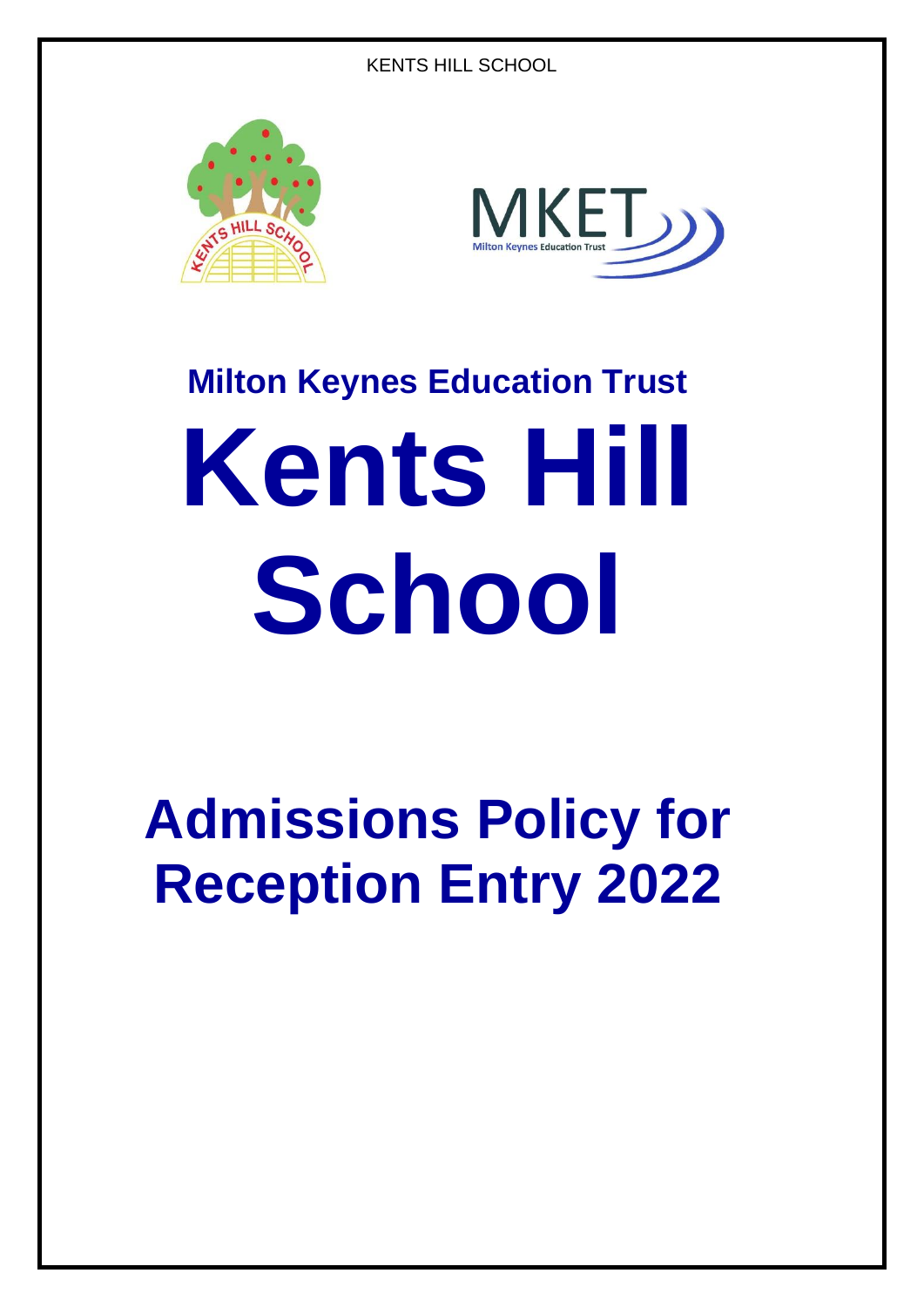## Milton Keynes Education Trust

# Kents Hill School

# Admissions Policy for Reception Entry 2022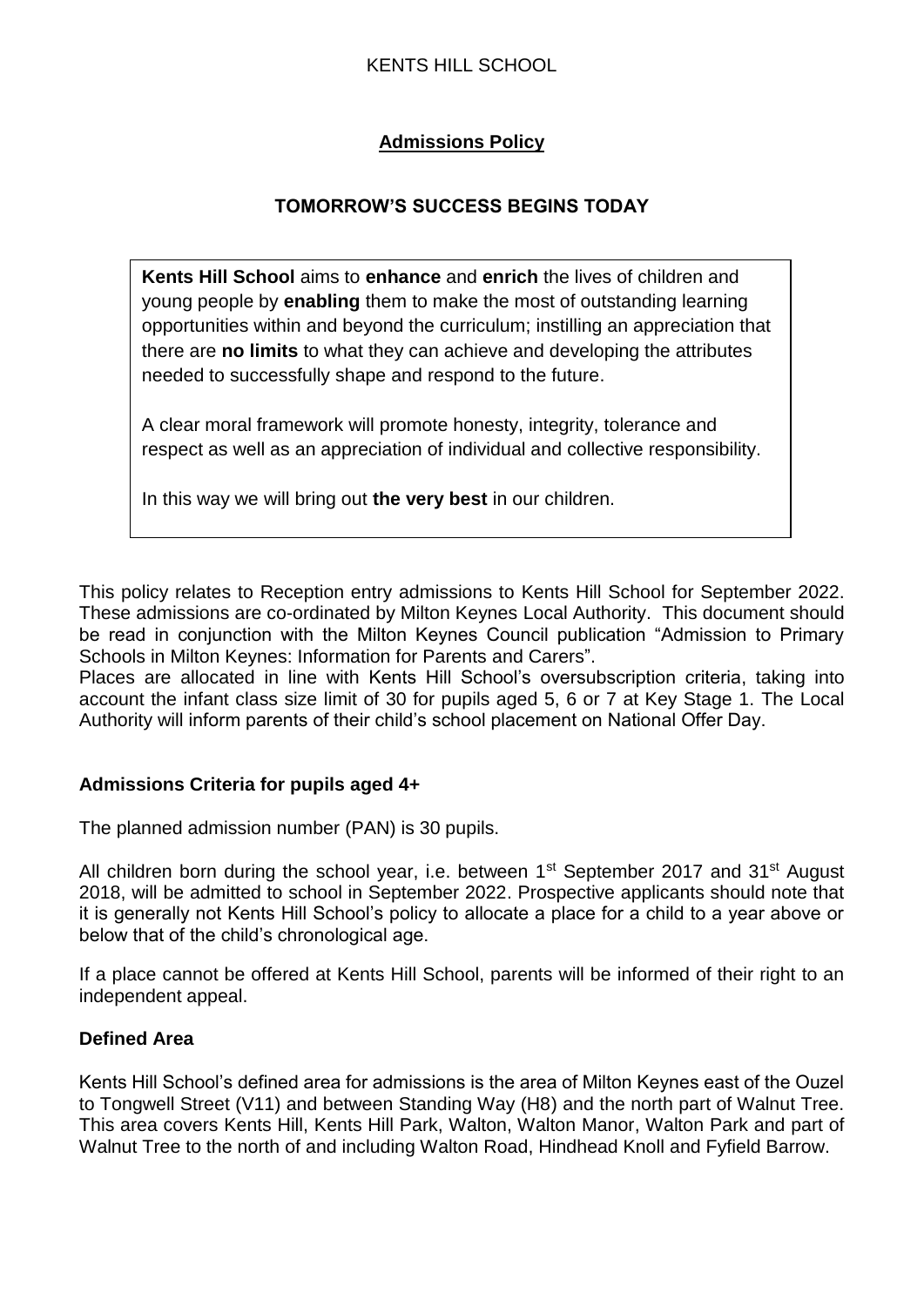KENTS HILL SCHOOL

**Admissions Policy**

**TOMORROW'S SUCCESS BEGINS TODAY**

**Kents Hill School** aims to **enhance** and **enrich** the lives of children and young people by **enabling** them to make the most of outstanding learning opportunities within and beyond the curriculum; instilling an appreciation that there are **no limits** to what they can achieve and developing the attributes needed to successfully shape and respond to the future.

A clear moral framework will promote honesty, integrity, tolerance and respect as well as an appreciation of individual and collective responsibility.

In this way we will bring out **the very best** in our children.

This policy relates to Reception entry admissions to Kents Hill School for September 2022. These admissions are co-ordinated by Milton Keynes Local Authority. This document should be read in conjunction with the Milton Keynes Council publication "Admission to Primary Schools in Milton Keynes: Information for Parents and Carers".
Places are allocated in line with Kents Hill School's oversubscription criteria, taking into account the infant class size limit of 30 for pupils aged 5, 6 or 7 at Key Stage 1. The Local Authority will inform parents of their child's school placement on National Offer Day.

**Admissions Criteria for pupils aged 4+**

The planned admission number (PAN) is 30 pupils.

All children born during the school year, i.e. between 1st September 2017 and 31st August 2018, will be admitted to school in September 2022. Prospective applicants should note that it is generally not Kents Hill School's policy to allocate a place for a child to a year above or below that of the child's chronological age.

If a place cannot be offered at Kents Hill School, parents will be informed of their right to an independent appeal.

**Defined Area**

Kents Hill School's defined area for admissions is the area of Milton Keynes east of the Ouzel to Tongwell Street (V11) and between Standing Way (H8) and the north part of Walnut Tree. This area covers Kents Hill, Kents Hill Park, Walton, Walton Manor, Walton Park and part of Walnut Tree to the north of and including Walton Road, Hindhead Knoll and Fyfield Barrow.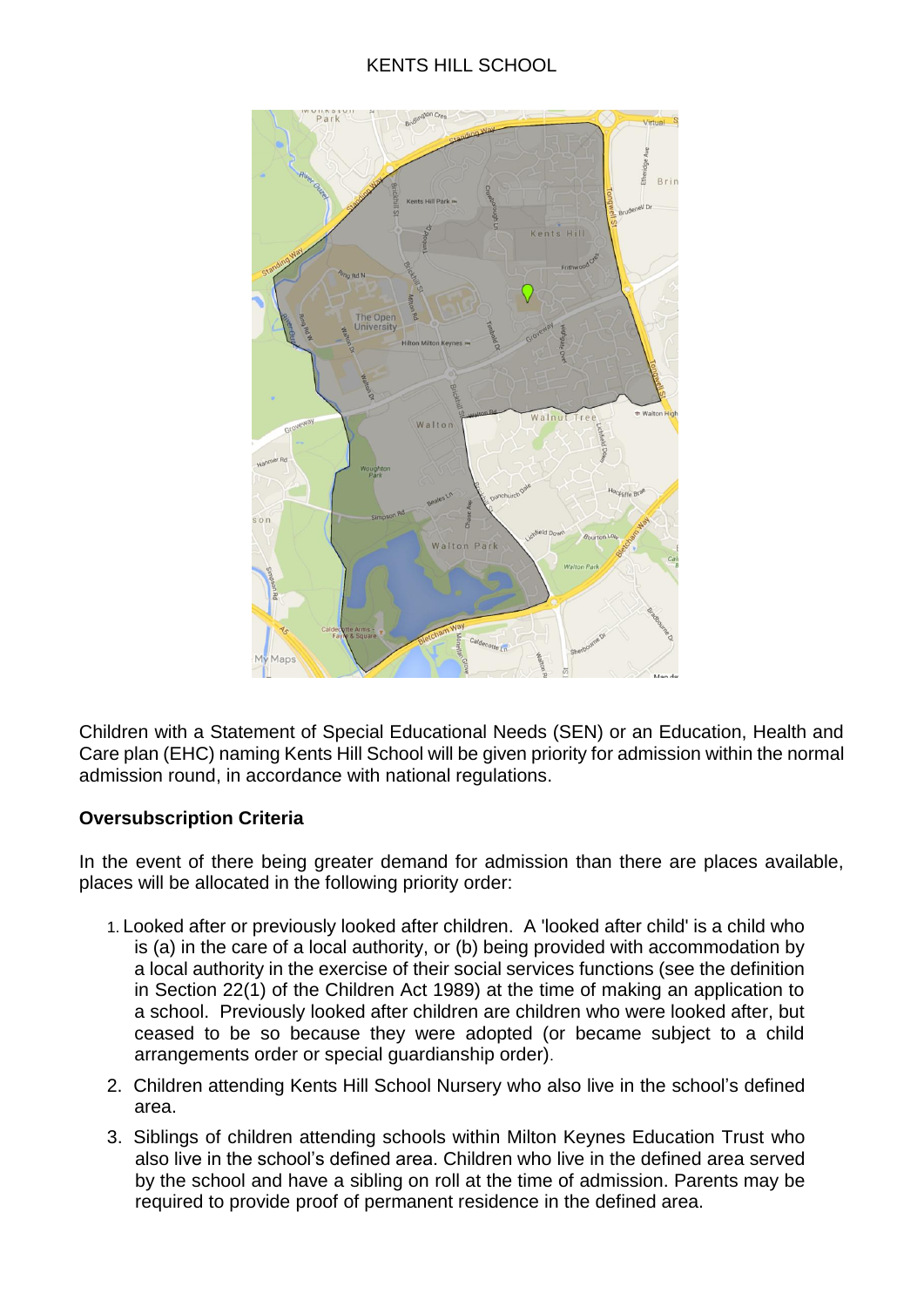KENTS HILL SCHOOL

Children with a Statement of Special Educational Needs (SEN) or an Education, Health and Care plan (EHC) naming Kents Hill School will be given priority for admission within the normal admission round, in accordance with national regulations.

**Oversubscription Criteria**

In the event of there being greater demand for admission than there are places available, places will be allocated in the following priority order:

1. Looked after or previously looked after children. A 'looked after child' is a child who is (a) in the care of a local authority, or (b) being provided with accommodation by a local authority in the exercise of their social services functions (see the definition in Section 22(1) of the Children Act 1989) at the time of making an application to a school. Previously looked after children are children who were looked after, but ceased to be so because they were adopted (or became subject to a child arrangements order or special guardianship order).
2. Children attending Kents Hill School Nursery who also live in the school's defined area.
3. Siblings of children attending schools within Milton Keynes Education Trust who also live in the school's defined area. Children who live in the defined area served by the school and have a sibling on roll at the time of admission. Parents may be required to provide proof of permanent residence in the defined area.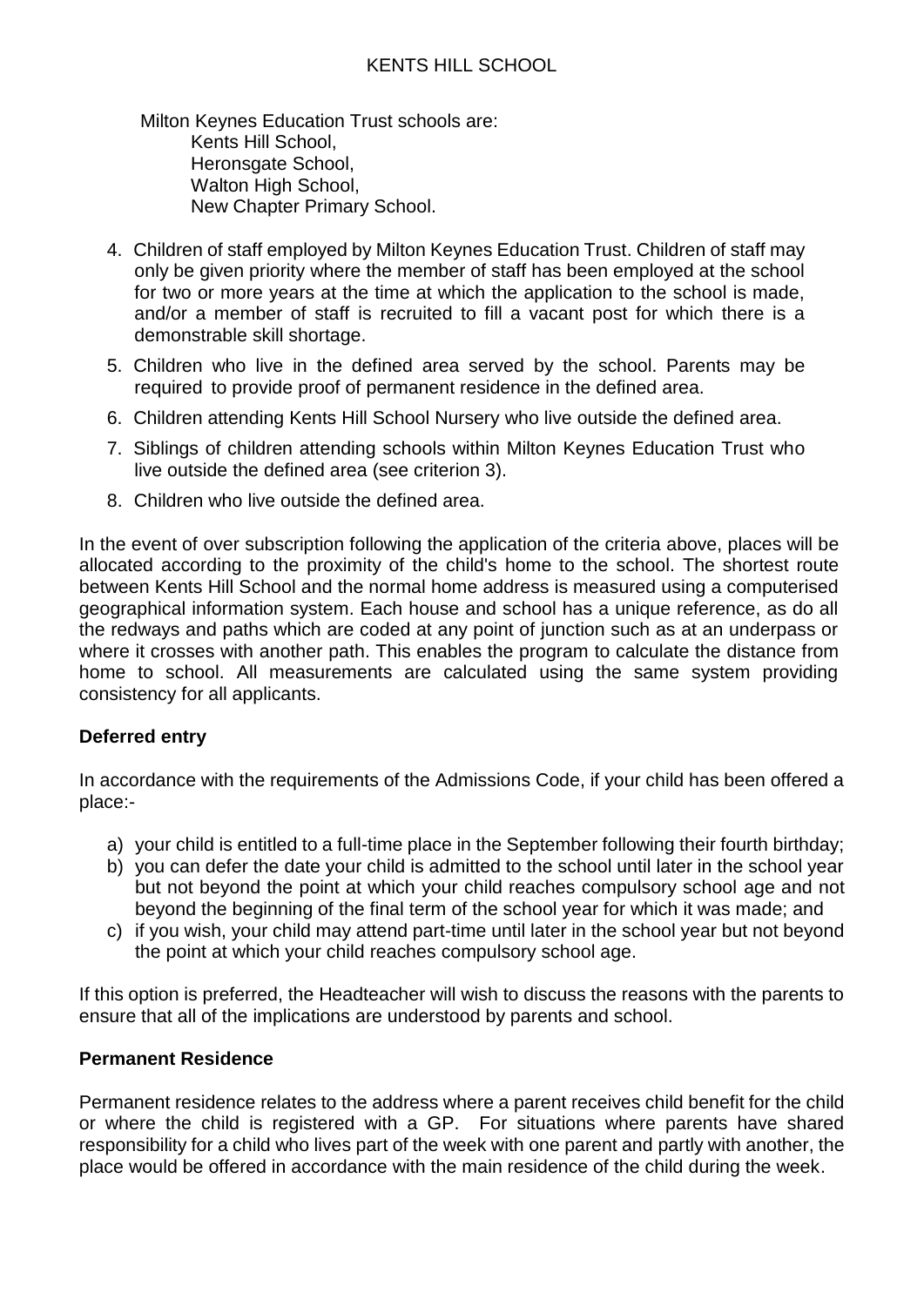Milton Keynes Education Trust schools are:

- Kents Hill School,
- Heronsgate School,
- Walton High School,
- New Chapter Primary School.

4. Children of staff employed by Milton Keynes Education Trust. Children of staff may only be given priority where the member of staff has been employed at the school for two or more years at the time at which the application to the school is made, and/or a member of staff is recruited to fill a vacant post for which there is a demonstrable skill shortage.
5. Children who live in the defined area served by the school. Parents may be required to provide proof of permanent residence in the defined area.
6. Children attending Kents Hill School Nursery who live outside the defined area.
7. Siblings of children attending schools within Milton Keynes Education Trust who live outside the defined area (see criterion 3).
8. Children who live outside the defined area.

In the event of over subscription following the application of the criteria above, places will be allocated according to the proximity of the child's home to the school. The shortest route between Kents Hill School and the normal home address is measured using a computerised geographical information system. Each house and school has a unique reference, as do all the redways and paths which are coded at any point of junction such as at an underpass or where it crosses with another path. This enables the program to calculate the distance from home to school. All measurements are calculated using the same system providing consistency for all applicants.

**Deferred entry**

In accordance with the requirements of the Admissions Code, if your child has been offered a place:-

a) your child is entitled to a full-time place in the September following their fourth birthday;
b) you can defer the date your child is admitted to the school until later in the school year but not beyond the point at which your child reaches compulsory school age and not beyond the beginning of the final term of the school year for which it was made; and
c) if you wish, your child may attend part-time until later in the school year but not beyond the point at which your child reaches compulsory school age.

If this option is preferred, the Headteacher will wish to discuss the reasons with the parents to ensure that all of the implications are understood by parents and school.

**Permanent Residence**

Permanent residence relates to the address where a parent receives child benefit for the child or where the child is registered with a GP. For situations where parents have shared responsibility for a child who lives part of the week with one parent and partly with another, the place would be offered in accordance with the main residence of the child during the week.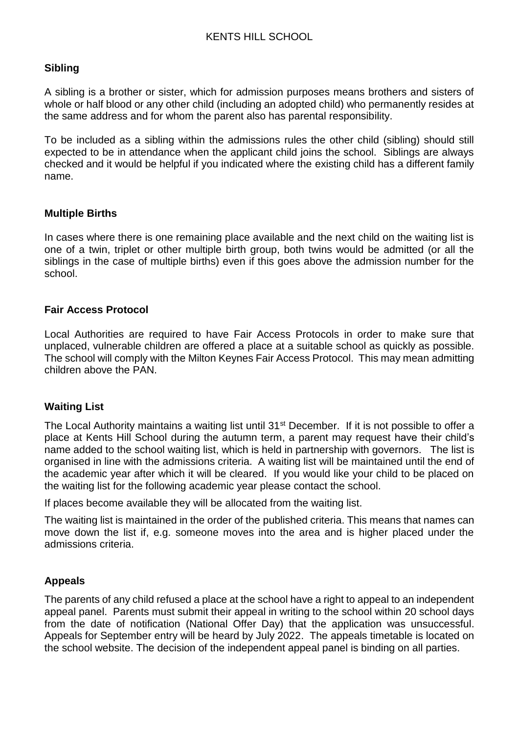## Sibling

A sibling is a brother or sister, which for admission purposes means brothers and sisters of whole or half blood or any other child (including an adopted child) who permanently resides at the same address and for whom the parent also has parental responsibility.

To be included as a sibling within the admissions rules the other child (sibling) should still expected to be in attendance when the applicant child joins the school. Siblings are always checked and it would be helpful if you indicated where the existing child has a different family name.

## Multiple Births

In cases where there is one remaining place available and the next child on the waiting list is one of a twin, triplet or other multiple birth group, both twins would be admitted (or all the siblings in the case of multiple births) even if this goes above the admission number for the school.

## Fair Access Protocol

Local Authorities are required to have Fair Access Protocols in order to make sure that unplaced, vulnerable children are offered a place at a suitable school as quickly as possible. The school will comply with the Milton Keynes Fair Access Protocol. This may mean admitting children above the PAN.

## Waiting List

The Local Authority maintains a waiting list until 31st December. If it is not possible to offer a place at Kents Hill School during the autumn term, a parent may request have their child's name added to the school waiting list, which is held in partnership with governors. The list is organised in line with the admissions criteria. A waiting list will be maintained until the end of the academic year after which it will be cleared. If you would like your child to be placed on the waiting list for the following academic year please contact the school.

If places become available they will be allocated from the waiting list.

The waiting list is maintained in the order of the published criteria. This means that names can move down the list if, e.g. someone moves into the area and is higher placed under the admissions criteria.

## Appeals

The parents of any child refused a place at the school have a right to appeal to an independent appeal panel. Parents must submit their appeal in writing to the school within 20 school days from the date of notification (National Offer Day) that the application was unsuccessful. Appeals for September entry will be heard by July 2022. The appeals timetable is located on the school website. The decision of the independent appeal panel is binding on all parties.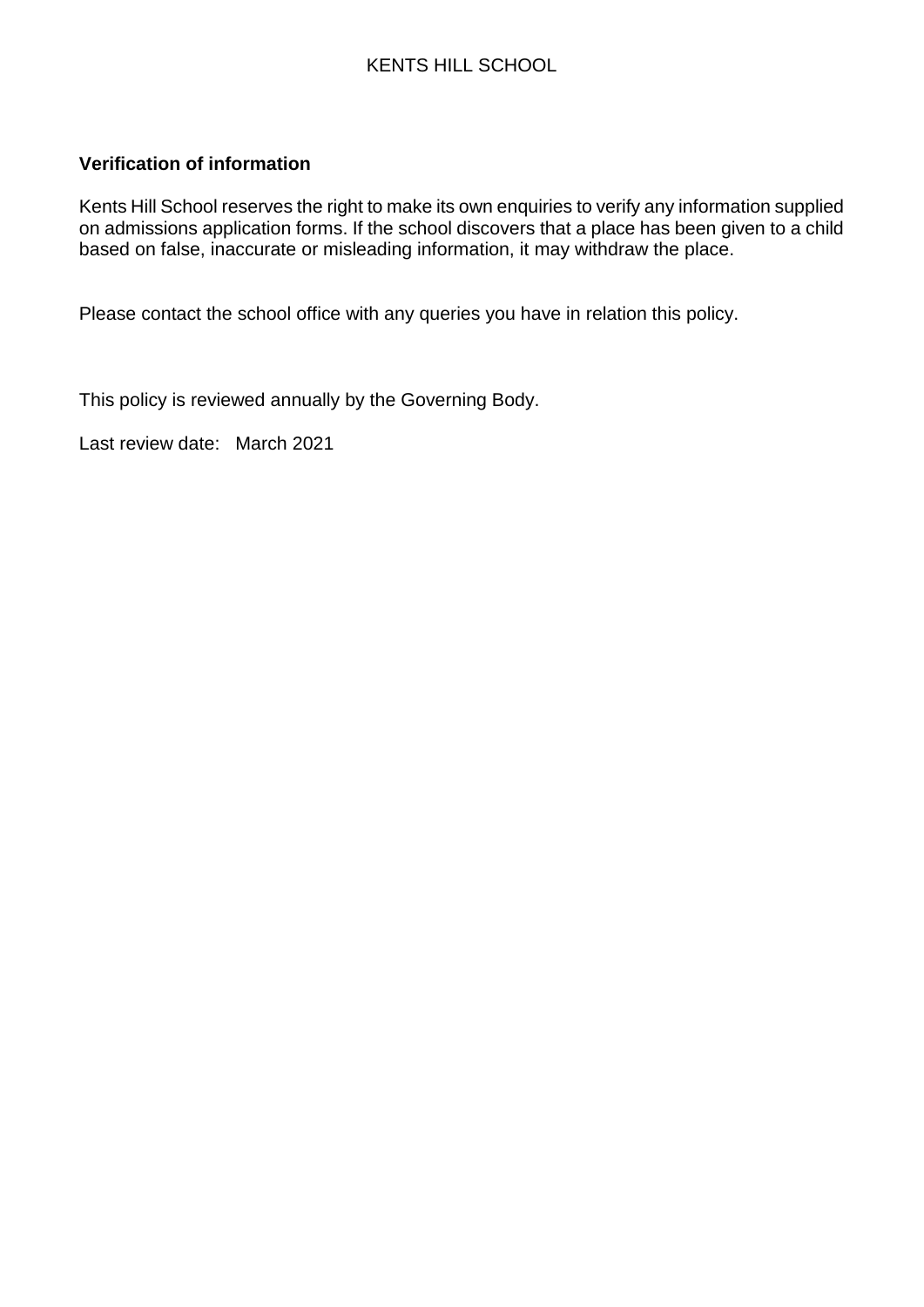**Verification of information**

Kents Hill School reserves the right to make its own enquiries to verify any information supplied on admissions application forms. If the school discovers that a place has been given to a child based on false, inaccurate or misleading information, it may withdraw the place.

Please contact the school office with any queries you have in relation this policy.

This policy is reviewed annually by the Governing Body.

Last review date: March 2021